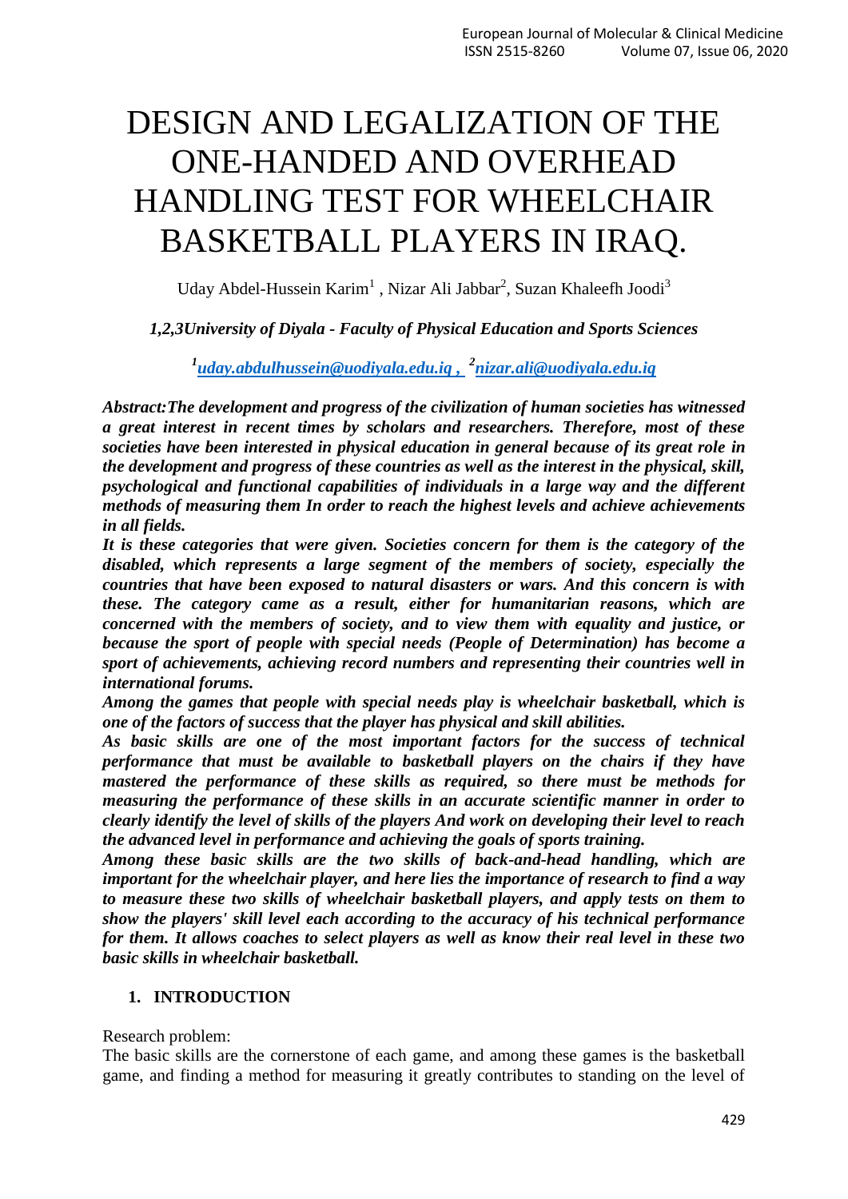# DESIGN AND LEGALIZATION OF THE ONE-HANDED AND OVERHEAD HANDLING TEST FOR WHEELCHAIR BASKETBALL PLAYERS IN IRAQ.

Uday Abdel-Hussein Karim[1] , Nizar Ali Jabbar[2], Suzan Khaleefh Joodi[3]

***1,2,3University of Diyala - Faculty of Physical Education and Sports Sciences***

***[1]uday.abdulhussein@uodiyala.edu.iq , [2]nizar.ali@uodiyala.edu.iq***

***Abstract:The development and progress of the civilization of human societies has witnessed a great interest in recent times by scholars and researchers. Therefore, most of these societies have been interested in physical education in general because of its great role in the development and progress of these countries as well as the interest in the physical, skill, psychological and functional capabilities of individuals in a large way and the different methods of measuring them In order to reach the highest levels and achieve achievements in all fields.***

***It is these categories that were given. Societies concern for them is the category of the disabled, which represents a large segment of the members of society, especially the countries that have been exposed to natural disasters or wars. And this concern is with these. The category came as a result, either for humanitarian reasons, which are concerned with the members of society, and to view them with equality and justice, or because the sport of people with special needs (People of Determination) has become a sport of achievements, achieving record numbers and representing their countries well in international forums.***

***Among the games that people with special needs play is wheelchair basketball, which is one of the factors of success that the player has physical and skill abilities.***

***As basic skills are one of the most important factors for the success of technical performance that must be available to basketball players on the chairs if they have mastered the performance of these skills as required, so there must be methods for measuring the performance of these skills in an accurate scientific manner in order to clearly identify the level of skills of the players And work on developing their level to reach the advanced level in performance and achieving the goals of sports training.***

***Among these basic skills are the two skills of back-and-head handling, which are important for the wheelchair player, and here lies the importance of research to find a way to measure these two skills of wheelchair basketball players, and apply tests on them to show the players' skill level each according to the accuracy of his technical performance for them. It allows coaches to select players as well as know their real level in these two basic skills in wheelchair basketball.***

## 1. INTRODUCTION

Research problem:

The basic skills are the cornerstone of each game, and among these games is the basketball game, and finding a method for measuring it greatly contributes to standing on the level of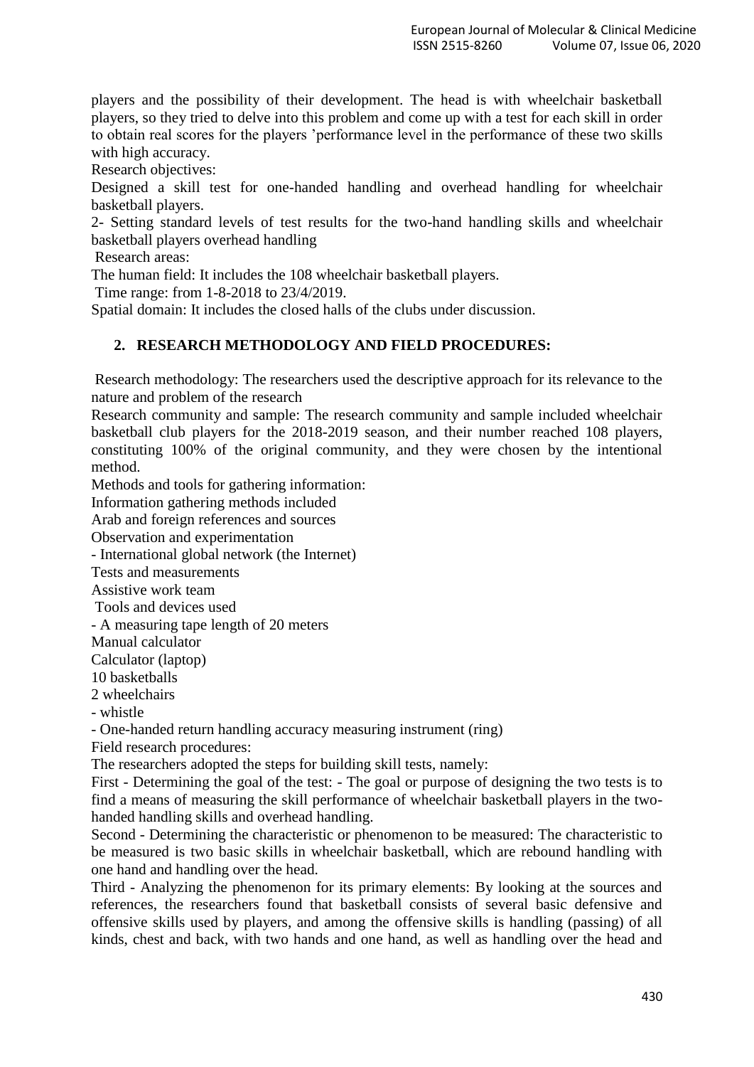players and the possibility of their development. The head is with wheelchair basketball players, so they tried to delve into this problem and come up with a test for each skill in order to obtain real scores for the players 'performance level in the performance of these two skills with high accuracy.

Research objectives:

Designed a skill test for one-handed handling and overhead handling for wheelchair basketball players.

2- Setting standard levels of test results for the two-hand handling skills and wheelchair basketball players overhead handling

Research areas:

The human field: It includes the 108 wheelchair basketball players.

Time range: from 1-8-2018 to 23/4/2019.

Spatial domain: It includes the closed halls of the clubs under discussion.

## 2. RESEARCH METHODOLOGY AND FIELD PROCEDURES:

Research methodology: The researchers used the descriptive approach for its relevance to the nature and problem of the research

Research community and sample: The research community and sample included wheelchair basketball club players for the 2018-2019 season, and their number reached 108 players, constituting 100% of the original community, and they were chosen by the intentional method.

Methods and tools for gathering information:

Information gathering methods included

Arab and foreign references and sources

Observation and experimentation

- International global network (the Internet)

Tests and measurements

Assistive work team

Tools and devices used

- A measuring tape length of 20 meters

Manual calculator

Calculator (laptop)

10 basketballs

2 wheelchairs

- whistle

- One-handed return handling accuracy measuring instrument (ring)

Field research procedures:

The researchers adopted the steps for building skill tests, namely:

First - Determining the goal of the test: - The goal or purpose of designing the two tests is to find a means of measuring the skill performance of wheelchair basketball players in the two-handed handling skills and overhead handling.

Second - Determining the characteristic or phenomenon to be measured: The characteristic to be measured is two basic skills in wheelchair basketball, which are rebound handling with one hand and handling over the head.

Third - Analyzing the phenomenon for its primary elements: By looking at the sources and references, the researchers found that basketball consists of several basic defensive and offensive skills used by players, and among the offensive skills is handling (passing) of all kinds, chest and back, with two hands and one hand, as well as handling over the head and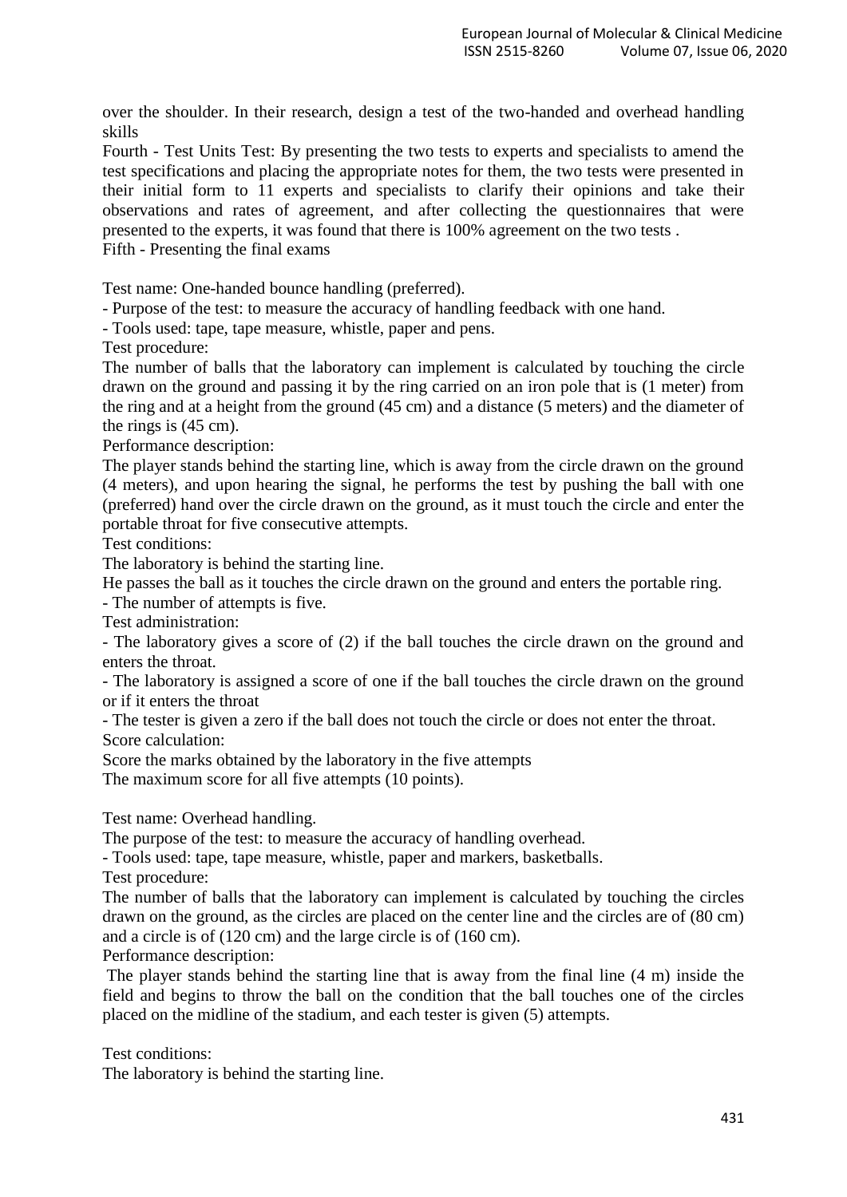over the shoulder. In their research, design a test of the two-handed and overhead handling skills

Fourth - Test Units Test: By presenting the two tests to experts and specialists to amend the test specifications and placing the appropriate notes for them, the two tests were presented in their initial form to 11 experts and specialists to clarify their opinions and take their observations and rates of agreement, and after collecting the questionnaires that were presented to the experts, it was found that there is 100% agreement on the two tests .

Fifth - Presenting the final exams

Test name: One-handed bounce handling (preferred).

- Purpose of the test: to measure the accuracy of handling feedback with one hand.
- Tools used: tape, tape measure, whistle, paper and pens.

Test procedure:

The number of balls that the laboratory can implement is calculated by touching the circle drawn on the ground and passing it by the ring carried on an iron pole that is (1 meter) from the ring and at a height from the ground (45 cm) and a distance (5 meters) and the diameter of the rings is (45 cm).

Performance description:

The player stands behind the starting line, which is away from the circle drawn on the ground (4 meters), and upon hearing the signal, he performs the test by pushing the ball with one (preferred) hand over the circle drawn on the ground, as it must touch the circle and enter the portable throat for five consecutive attempts.

Test conditions:

The laboratory is behind the starting line.

He passes the ball as it touches the circle drawn on the ground and enters the portable ring.

- The number of attempts is five.

Test administration:

- The laboratory gives a score of (2) if the ball touches the circle drawn on the ground and enters the throat.
- The laboratory is assigned a score of one if the ball touches the circle drawn on the ground or if it enters the throat
- The tester is given a zero if the ball does not touch the circle or does not enter the throat.

Score calculation:

Score the marks obtained by the laboratory in the five attempts

The maximum score for all five attempts (10 points).

Test name: Overhead handling.

The purpose of the test: to measure the accuracy of handling overhead.

- Tools used: tape, tape measure, whistle, paper and markers, basketballs.

Test procedure:

The number of balls that the laboratory can implement is calculated by touching the circles drawn on the ground, as the circles are placed on the center line and the circles are of (80 cm) and a circle is of (120 cm) and the large circle is of (160 cm).

Performance description:

The player stands behind the starting line that is away from the final line (4 m) inside the field and begins to throw the ball on the condition that the ball touches one of the circles placed on the midline of the stadium, and each tester is given (5) attempts.

Test conditions:

The laboratory is behind the starting line.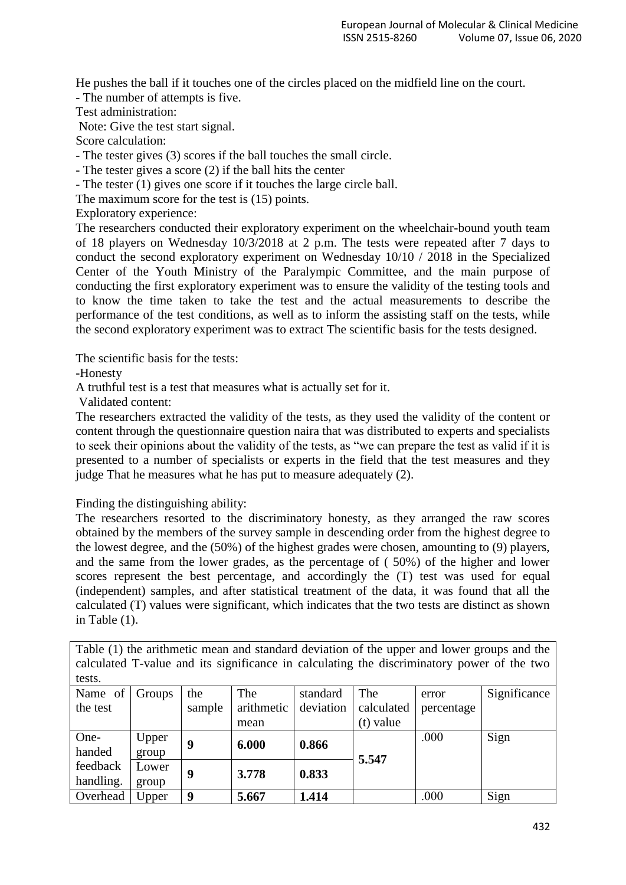He pushes the ball if it touches one of the circles placed on the midfield line on the court.

- The number of attempts is five.

Test administration:

Note: Give the test start signal.

Score calculation:

- The tester gives (3) scores if the ball touches the small circle.
- The tester gives a score (2) if the ball hits the center
- The tester (1) gives one score if it touches the large circle ball.

The maximum score for the test is (15) points.

Exploratory experience:

The researchers conducted their exploratory experiment on the wheelchair-bound youth team of 18 players on Wednesday 10/3/2018 at 2 p.m. The tests were repeated after 7 days to conduct the second exploratory experiment on Wednesday 10/10 / 2018 in the Specialized Center of the Youth Ministry of the Paralympic Committee, and the main purpose of conducting the first exploratory experiment was to ensure the validity of the testing tools and to know the time taken to take the test and the actual measurements to describe the performance of the test conditions, as well as to inform the assisting staff on the tests, while the second exploratory experiment was to extract The scientific basis for the tests designed.

The scientific basis for the tests:

-Honesty

A truthful test is a test that measures what is actually set for it.

Validated content:

The researchers extracted the validity of the tests, as they used the validity of the content or content through the questionnaire question naira that was distributed to experts and specialists to seek their opinions about the validity of the tests, as "we can prepare the test as valid if it is presented to a number of specialists or experts in the field that the test measures and they judge That he measures what he has put to measure adequately (2).

Finding the distinguishing ability:

The researchers resorted to the discriminatory honesty, as they arranged the raw scores obtained by the members of the survey sample in descending order from the highest degree to the lowest degree, and the (50%) of the highest grades were chosen, amounting to (9) players, and the same from the lower grades, as the percentage of ( 50%) of the higher and lower scores represent the best percentage, and accordingly the (T) test was used for equal (independent) samples, and after statistical treatment of the data, it was found that all the calculated (T) values were significant, which indicates that the two tests are distinct as shown in Table (1).

Table (1) the arithmetic mean and standard deviation of the upper and lower groups and the calculated T-value and its significance in calculating the discriminatory power of the two tests.

| Name of the test | Groups | the sample | The arithmetic mean | standard deviation | The calculated (t) value | error percentage | Significance |
|---|---|---|---|---|---|---|---|
| One-handed feedback handling. | Upper group | **9** | **6.000** | **0.866** | **5.547** | .000 | Sign |
| | Lower group | **9** | **3.778** | **0.833** | | | |
| Overhead | Upper | **9** | **5.667** | **1.414** | | .000 | Sign |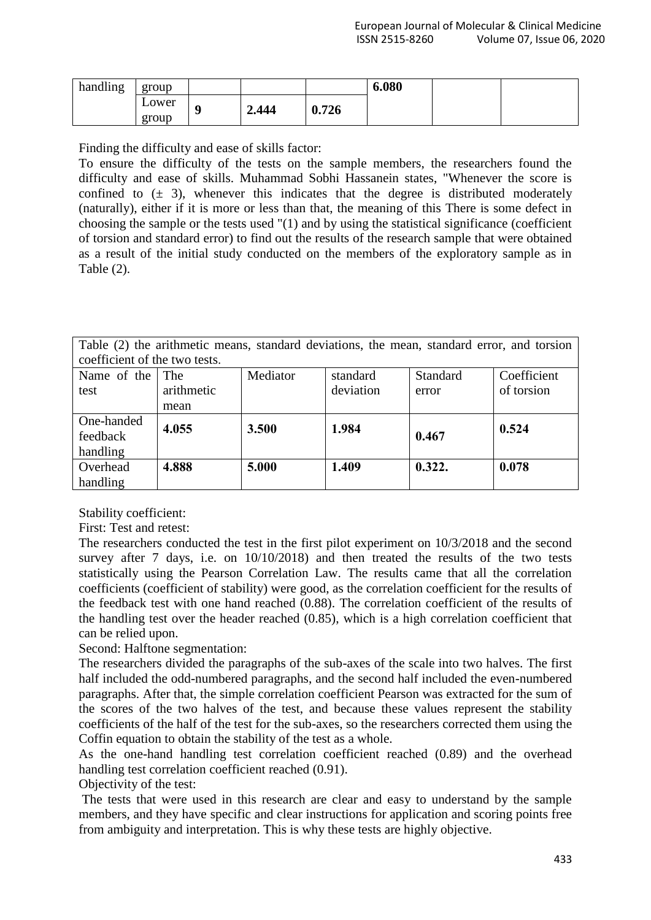| handling | group | | | | 6.080 | | |
|---|---|---|---|---|---|---|---|
| | Lower group | **9** | **2.444** | **0.726** | | | |

Finding the difficulty and ease of skills factor:

To ensure the difficulty of the tests on the sample members, the researchers found the difficulty and ease of skills. Muhammad Sobhi Hassanein states, "Whenever the score is confined to (± 3), whenever this indicates that the degree is distributed moderately (naturally), either if it is more or less than that, the meaning of this There is some defect in choosing the sample or the tests used "(1) and by using the statistical significance (coefficient of torsion and standard error) to find out the results of the research sample that were obtained as a result of the initial study conducted on the members of the exploratory sample as in Table (2).

Table (2) the arithmetic means, standard deviations, the mean, standard error, and torsion coefficient of the two tests.

| Name of the test | The arithmetic mean | Mediator | standard deviation | Standard error | Coefficient of torsion |
|---|---|---|---|---|---|
| One-handed feedback handling | **4.055** | **3.500** | **1.984** | **0.467** | **0.524** |
| Overhead handling | **4.888** | **5.000** | **1.409** | **0.322.** | **0.078** |

Stability coefficient:

First: Test and retest:

The researchers conducted the test in the first pilot experiment on 10/3/2018 and the second survey after 7 days, i.e. on 10/10/2018) and then treated the results of the two tests statistically using the Pearson Correlation Law. The results came that all the correlation coefficients (coefficient of stability) were good, as the correlation coefficient for the results of the feedback test with one hand reached (0.88). The correlation coefficient of the results of the handling test over the header reached (0.85), which is a high correlation coefficient that can be relied upon.

Second: Halftone segmentation:

The researchers divided the paragraphs of the sub-axes of the scale into two halves. The first half included the odd-numbered paragraphs, and the second half included the even-numbered paragraphs. After that, the simple correlation coefficient Pearson was extracted for the sum of the scores of the two halves of the test, and because these values represent the stability coefficients of the half of the test for the sub-axes, so the researchers corrected them using the Coffin equation to obtain the stability of the test as a whole.

As the one-hand handling test correlation coefficient reached (0.89) and the overhead handling test correlation coefficient reached (0.91).

Objectivity of the test:

The tests that were used in this research are clear and easy to understand by the sample members, and they have specific and clear instructions for application and scoring points free from ambiguity and interpretation. This is why these tests are highly objective.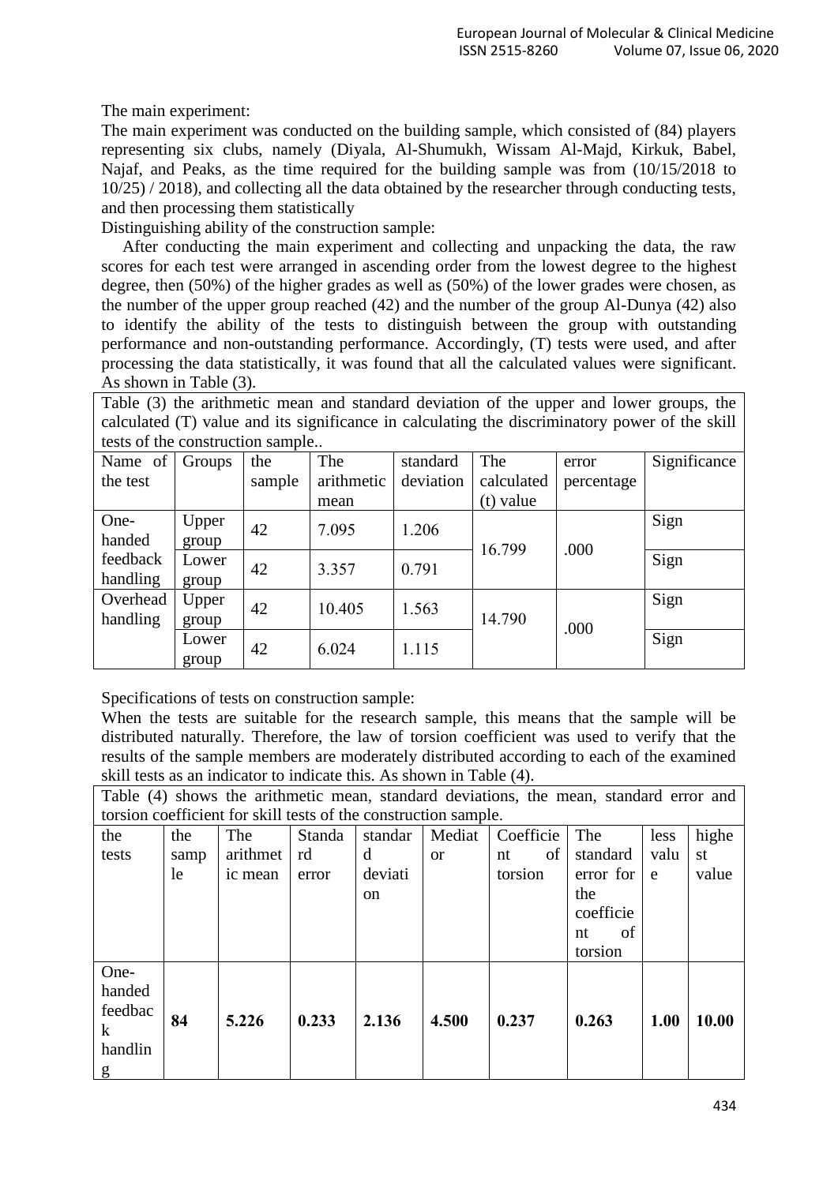The main experiment:

The main experiment was conducted on the building sample, which consisted of (84) players representing six clubs, namely (Diyala, Al-Shumukh, Wissam Al-Majd, Kirkuk, Babel, Najaf, and Peaks, as the time required for the building sample was from (10/15/2018 to 10/25) / 2018), and collecting all the data obtained by the researcher through conducting tests, and then processing them statistically

Distinguishing ability of the construction sample:

After conducting the main experiment and collecting and unpacking the data, the raw scores for each test were arranged in ascending order from the lowest degree to the highest degree, then (50%) of the higher grades as well as (50%) of the lower grades were chosen, as the number of the upper group reached (42) and the number of the group Al-Dunya (42) also to identify the ability of the tests to distinguish between the group with outstanding performance and non-outstanding performance. Accordingly, (T) tests were used, and after processing the data statistically, it was found that all the calculated values were significant. As shown in Table (3).

Table (3) the arithmetic mean and standard deviation of the upper and lower groups, the calculated (T) value and its significance in calculating the discriminatory power of the skill tests of the construction sample..

| Name of the test | Groups | the sample | The arithmetic mean | standard deviation | The calculated (t) value | error percentage | Significance |
|---|---|---|---|---|---|---|---|
| One-handed feedback handling | Upper group | 42 | 7.095 | 1.206 | 16.799 | .000 | Sign |
| | Lower group | 42 | 3.357 | 0.791 | | | Sign |
| Overhead handling | Upper group | 42 | 10.405 | 1.563 | 14.790 | .000 | Sign |
| | Lower group | 42 | 6.024 | 1.115 | | | Sign |

Specifications of tests on construction sample:

When the tests are suitable for the research sample, this means that the sample will be distributed naturally. Therefore, the law of torsion coefficient was used to verify that the results of the sample members are moderately distributed according to each of the examined skill tests as an indicator to indicate this. As shown in Table (4).

Table (4) shows the arithmetic mean, standard deviations, the mean, standard error and torsion coefficient for skill tests of the construction sample.

| the tests | the sample | The arithmetic mean | Standard error | standard deviation | Mediator | Coefficient of torsion | The standard error for the coefficient of torsion | less value | highest value |
|---|---|---|---|---|---|---|---|---|---|
| One-handed feedback handling | **84** | **5.226** | **0.233** | **2.136** | **4.500** | **0.237** | **0.263** | **1.00** | **10.00** |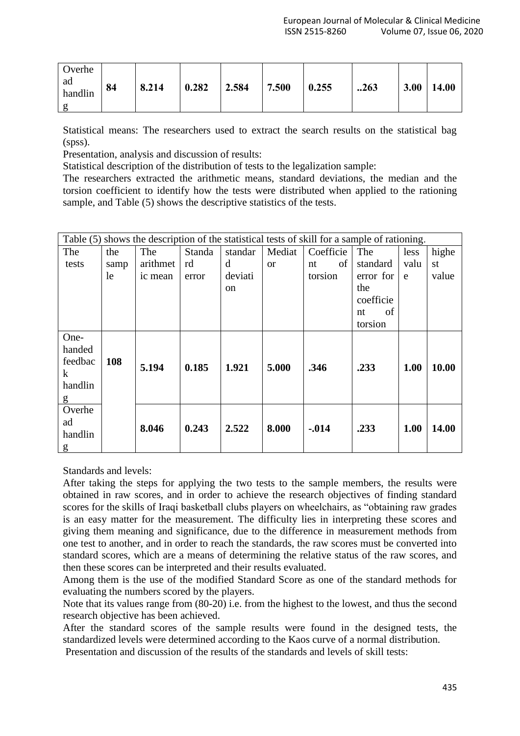| Overhead handling | 84 | 8.214 | 0.282 | 2.584 | 7.500 | 0.255 | ..263 | 3.00 | 14.00 |
|---|---|---|---|---|---|---|---|---|---|

Statistical means: The researchers used to extract the search results on the statistical bag (spss).

Presentation, analysis and discussion of results:

Statistical description of the distribution of tests to the legalization sample:

The researchers extracted the arithmetic means, standard deviations, the median and the torsion coefficient to identify how the tests were distributed when applied to the rationing sample, and Table (5) shows the descriptive statistics of the tests.

Table (5) shows the description of the statistical tests of skill for a sample of rationing.

| The tests | the sample | The arithmetic mean | Standard error | standard deviation | Mediator | Coefficient of torsion | The standard error for the coefficient of torsion | less value | highest value |
|---|---|---|---|---|---|---|---|---|---|
| One-handed feedback handling | 108 | 5.194 | 0.185 | 1.921 | 5.000 | .346 | .233 | 1.00 | 10.00 |
| Overhead handling | | 8.046 | 0.243 | 2.522 | 8.000 | -.014 | .233 | 1.00 | 14.00 |

Standards and levels:

After taking the steps for applying the two tests to the sample members, the results were obtained in raw scores, and in order to achieve the research objectives of finding standard scores for the skills of Iraqi basketball clubs players on wheelchairs, as "obtaining raw grades is an easy matter for the measurement. The difficulty lies in interpreting these scores and giving them meaning and significance, due to the difference in measurement methods from one test to another, and in order to reach the standards, the raw scores must be converted into standard scores, which are a means of determining the relative status of the raw scores, and then these scores can be interpreted and their results evaluated.

Among them is the use of the modified Standard Score as one of the standard methods for evaluating the numbers scored by the players.

Note that its values range from (80-20) i.e. from the highest to the lowest, and thus the second research objective has been achieved.

After the standard scores of the sample results were found in the designed tests, the standardized levels were determined according to the Kaos curve of a normal distribution.

Presentation and discussion of the results of the standards and levels of skill tests: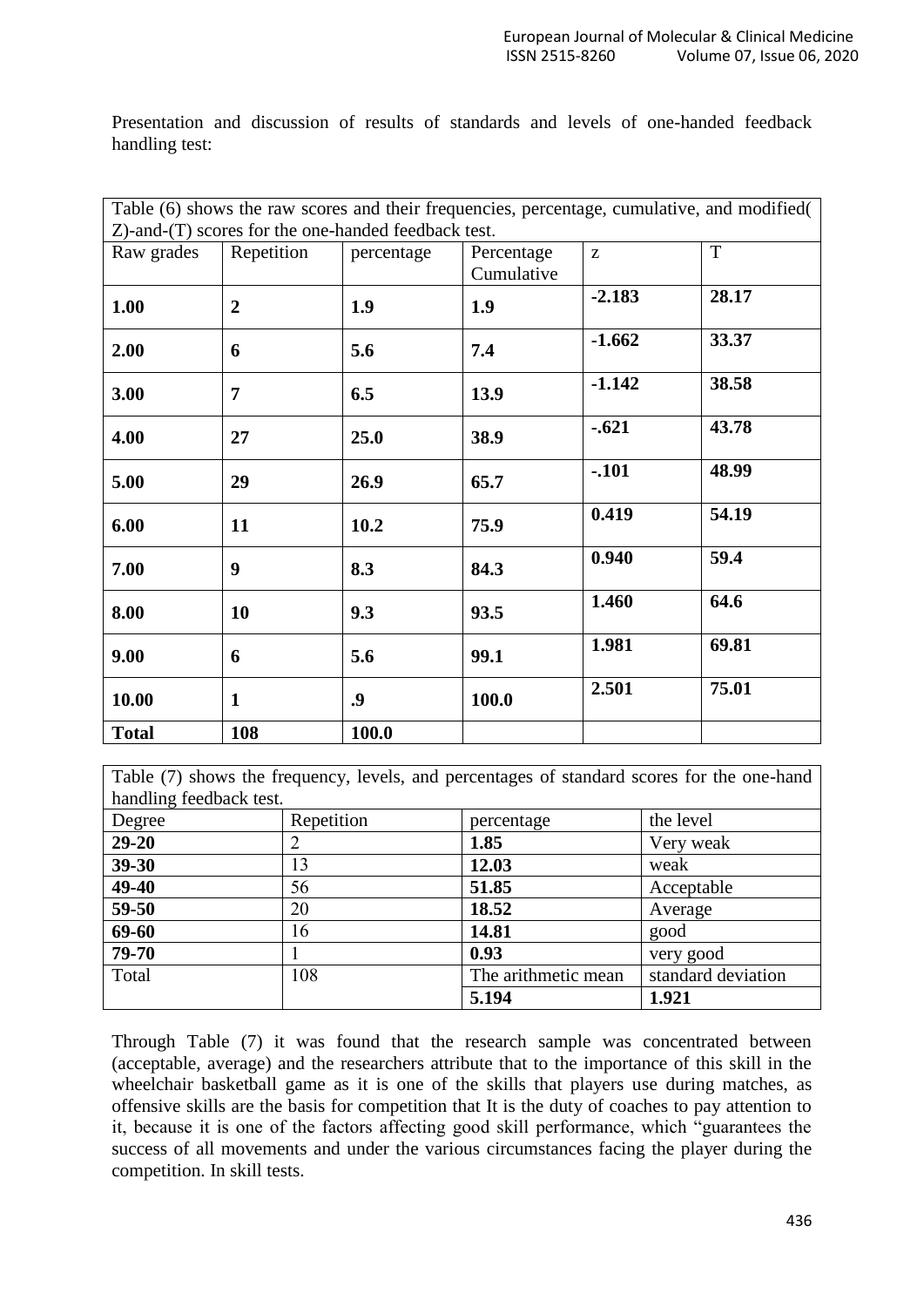Presentation and discussion of results of standards and levels of one-handed feedback handling test:

Table (6) shows the raw scores and their frequencies, percentage, cumulative, and modified( Z)-and-(T) scores for the one-handed feedback test.

| Raw grades | Repetition | percentage | Percentage Cumulative | z | T |
|---|---|---|---|---|---|
| **1.00** | **2** | **1.9** | **1.9** | **-2.183** | **28.17** |
| **2.00** | **6** | **5.6** | **7.4** | **-1.662** | **33.37** |
| **3.00** | **7** | **6.5** | **13.9** | **-1.142** | **38.58** |
| **4.00** | **27** | **25.0** | **38.9** | **-.621** | **43.78** |
| **5.00** | **29** | **26.9** | **65.7** | **-.101** | **48.99** |
| **6.00** | **11** | **10.2** | **75.9** | **0.419** | **54.19** |
| **7.00** | **9** | **8.3** | **84.3** | **0.940** | **59.4** |
| **8.00** | **10** | **9.3** | **93.5** | **1.460** | **64.6** |
| **9.00** | **6** | **5.6** | **99.1** | **1.981** | **69.81** |
| **10.00** | **1** | **.9** | **100.0** | **2.501** | **75.01** |
| **Total** | **108** | **100.0** | | | |

Table (7) shows the frequency, levels, and percentages of standard scores for the one-hand handling feedback test.

| Degree | Repetition | percentage | the level |
|---|---|---|---|
| **29-20** | 2 | **1.85** | Very weak |
| **39-30** | 13 | **12.03** | weak |
| **49-40** | 56 | **51.85** | Acceptable |
| **59-50** | 20 | **18.52** | Average |
| **69-60** | 16 | **14.81** | good |
| **79-70** | 1 | **0.93** | very good |
| Total | 108 | The arithmetic mean | standard deviation |
| | | **5.194** | **1.921** |

Through Table (7) it was found that the research sample was concentrated between (acceptable, average) and the researchers attribute that to the importance of this skill in the wheelchair basketball game as it is one of the skills that players use during matches, as offensive skills are the basis for competition that It is the duty of coaches to pay attention to it, because it is one of the factors affecting good skill performance, which "guarantees the success of all movements and under the various circumstances facing the player during the competition. In skill tests.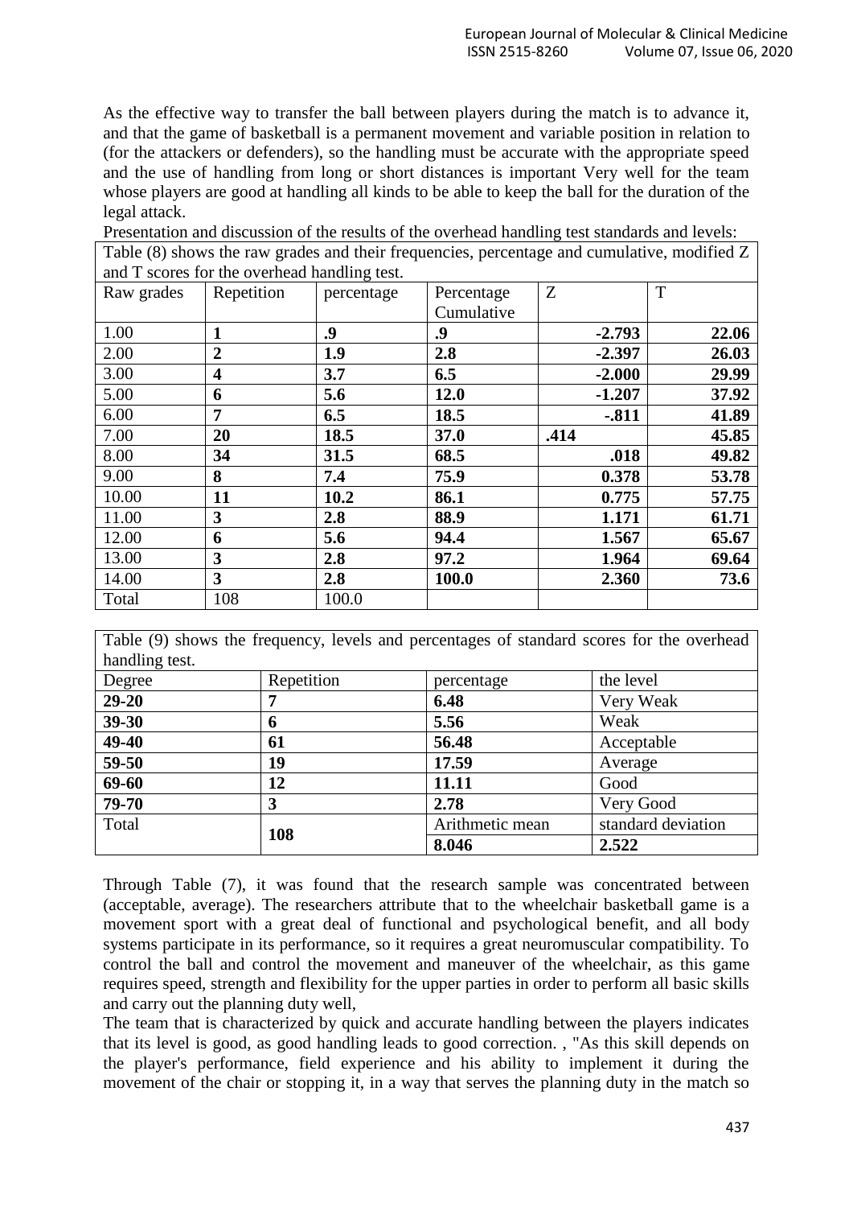As the effective way to transfer the ball between players during the match is to advance it, and that the game of basketball is a permanent movement and variable position in relation to (for the attackers or defenders), so the handling must be accurate with the appropriate speed and the use of handling from long or short distances is important Very well for the team whose players are good at handling all kinds to be able to keep the ball for the duration of the legal attack.

Presentation and discussion of the results of the overhead handling test standards and levels:

Table (8) shows the raw grades and their frequencies, percentage and cumulative, modified Z and T scores for the overhead handling test.

| Raw grades | Repetition | percentage | Percentage Cumulative | Z | T |
|---|---|---|---|---|---|
| 1.00 | **1** | **.9** | **.9** | **-2.793** | **22.06** |
| 2.00 | **2** | **1.9** | **2.8** | **-2.397** | **26.03** |
| 3.00 | **4** | **3.7** | **6.5** | **-2.000** | **29.99** |
| 5.00 | **6** | **5.6** | **12.0** | **-1.207** | **37.92** |
| 6.00 | **7** | **6.5** | **18.5** | **-.811** | **41.89** |
| 7.00 | **20** | **18.5** | **37.0** | **.414** | **45.85** |
| 8.00 | **34** | **31.5** | **68.5** | **.018** | **49.82** |
| 9.00 | **8** | **7.4** | **75.9** | **0.378** | **53.78** |
| 10.00 | **11** | **10.2** | **86.1** | **0.775** | **57.75** |
| 11.00 | **3** | **2.8** | **88.9** | **1.171** | **61.71** |
| 12.00 | **6** | **5.6** | **94.4** | **1.567** | **65.67** |
| 13.00 | **3** | **2.8** | **97.2** | **1.964** | **69.64** |
| 14.00 | **3** | **2.8** | **100.0** | **2.360** | **73.6** |
| Total | 108 | 100.0 | | | |

Table (9) shows the frequency, levels and percentages of standard scores for the overhead handling test.

| Degree | Repetition | percentage | the level |
|---|---|---|---|
| **29-20** | **7** | **6.48** | Very Weak |
| **39-30** | **6** | **5.56** | Weak |
| **49-40** | **61** | **56.48** | Acceptable |
| **59-50** | **19** | **17.59** | Average |
| **69-60** | **12** | **11.11** | Good |
| **79-70** | **3** | **2.78** | Very Good |
| Total | **108** | Arithmetic mean | standard deviation |
| | | **8.046** | **2.522** |

Through Table (7), it was found that the research sample was concentrated between (acceptable, average). The researchers attribute that to the wheelchair basketball game is a movement sport with a great deal of functional and psychological benefit, and all body systems participate in its performance, so it requires a great neuromuscular compatibility. To control the ball and control the movement and maneuver of the wheelchair, as this game requires speed, strength and flexibility for the upper parties in order to perform all basic skills and carry out the planning duty well,

The team that is characterized by quick and accurate handling between the players indicates that its level is good, as good handling leads to good correction. , "As this skill depends on the player's performance, field experience and his ability to implement it during the movement of the chair or stopping it, in a way that serves the planning duty in the match so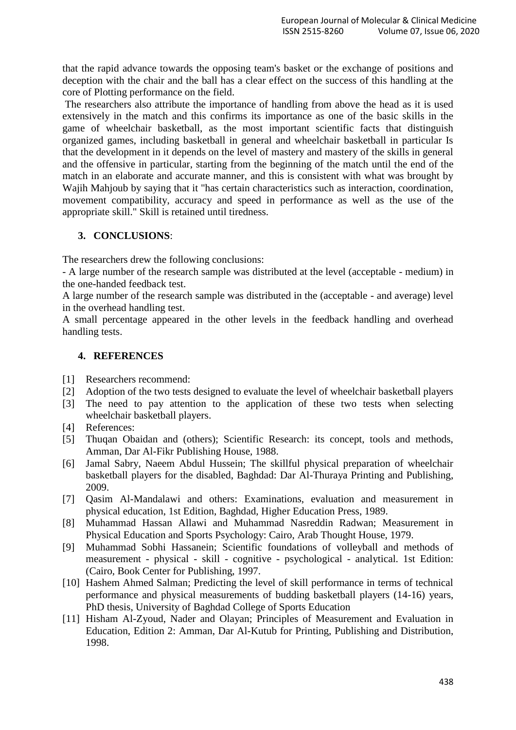that the rapid advance towards the opposing team's basket or the exchange of positions and deception with the chair and the ball has a clear effect on the success of this handling at the core of Plotting performance on the field.

The researchers also attribute the importance of handling from above the head as it is used extensively in the match and this confirms its importance as one of the basic skills in the game of wheelchair basketball, as the most important scientific facts that distinguish organized games, including basketball in general and wheelchair basketball in particular Is that the development in it depends on the level of mastery and mastery of the skills in general and the offensive in particular, starting from the beginning of the match until the end of the match in an elaborate and accurate manner, and this is consistent with what was brought by Wajih Mahjoub by saying that it "has certain characteristics such as interaction, coordination, movement compatibility, accuracy and speed in performance as well as the use of the appropriate skill." Skill is retained until tiredness.

## 3. CONCLUSIONS:

The researchers drew the following conclusions:

- A large number of the research sample was distributed at the level (acceptable - medium) in the one-handed feedback test.

A large number of the research sample was distributed in the (acceptable - and average) level in the overhead handling test.

A small percentage appeared in the other levels in the feedback handling and overhead handling tests.

## 4. REFERENCES

[1] Researchers recommend:

[2] Adoption of the two tests designed to evaluate the level of wheelchair basketball players

[3] The need to pay attention to the application of these two tests when selecting wheelchair basketball players.

[4] References:

[5] Thuqan Obaidan and (others); Scientific Research: its concept, tools and methods, Amman, Dar Al-Fikr Publishing House, 1988.

[6] Jamal Sabry, Naeem Abdul Hussein; The skillful physical preparation of wheelchair basketball players for the disabled, Baghdad: Dar Al-Thuraya Printing and Publishing, 2009.

[7] Qasim Al-Mandalawi and others: Examinations, evaluation and measurement in physical education, 1st Edition, Baghdad, Higher Education Press, 1989.

[8] Muhammad Hassan Allawi and Muhammad Nasreddin Radwan; Measurement in Physical Education and Sports Psychology: Cairo, Arab Thought House, 1979.

[9] Muhammad Sobhi Hassanein; Scientific foundations of volleyball and methods of measurement - physical - skill - cognitive - psychological - analytical. 1st Edition: (Cairo, Book Center for Publishing, 1997.

[10] Hashem Ahmed Salman; Predicting the level of skill performance in terms of technical performance and physical measurements of budding basketball players (14-16) years, PhD thesis, University of Baghdad College of Sports Education

[11] Hisham Al-Zyoud, Nader and Olayan; Principles of Measurement and Evaluation in Education, Edition 2: Amman, Dar Al-Kutub for Printing, Publishing and Distribution, 1998.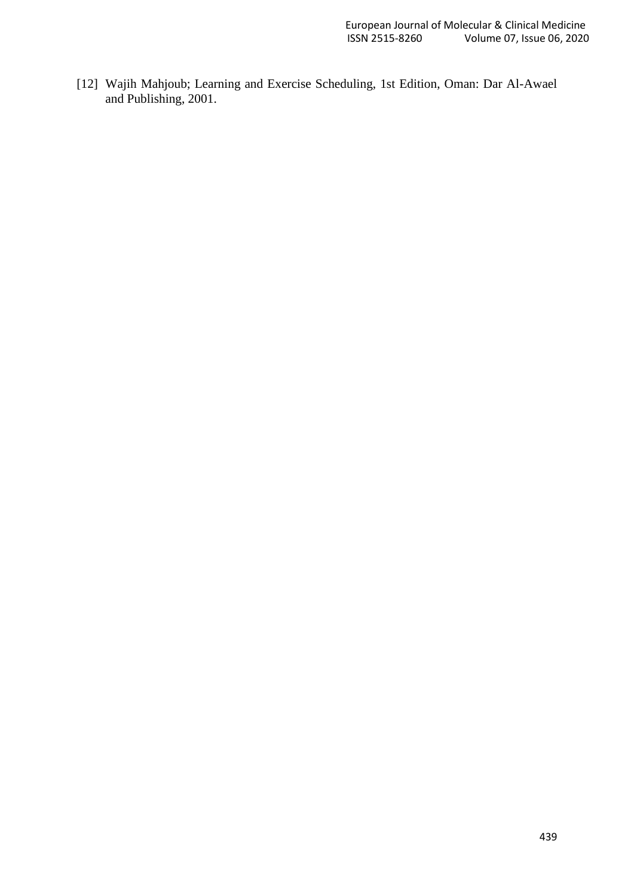[12] Wajih Mahjoub; Learning and Exercise Scheduling, 1st Edition, Oman: Dar Al-Awael and Publishing, 2001.